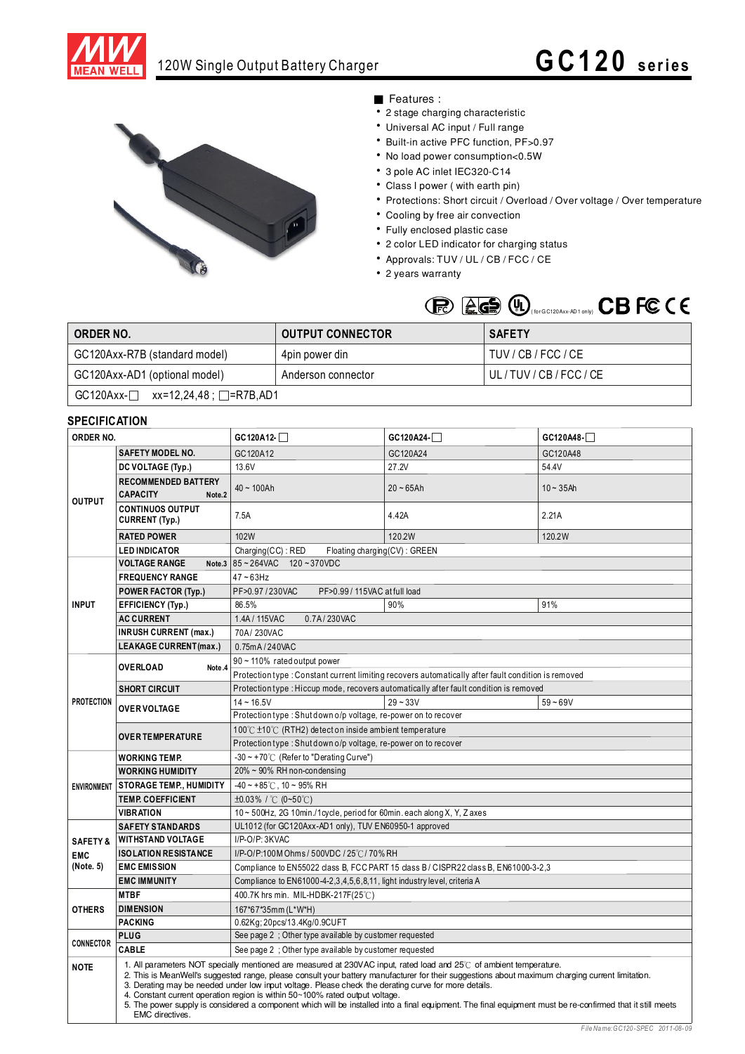# 120W Single Output Battery Charger

# GC120 series

■ Features :

- 2 stage charging characteristic
- Universal AC input / Full range
- Built-in active PFC function, PF>0.97
- No load power consumption<0.5W
- 3 pole AC inlet IEC320-C14
- Class I power ( with earth pin)
- Protections: Short circuit / Overload / Over voltage / Over temperature
- Cooling by free air convection
- Fully enclosed plastic case
- 2 color LED indicator for charging status
- Approvals: TUV / UL / CB / FCC / CE
- 2 years warranty

(for GC120Axx-AD1 only)

| ORDER NO. | OUTPUT CONNECTOR | SAFETY |
|---|---|---|
| GC120Axx-R7B (standard model) | 4pin power din | TUV / CB / FCC / CE |
| GC120Axx-AD1 (optional model) | Anderson connector | UL / TUV / CB / FCC / CE |
| GC120Axx-□ xx=12,24,48 ; □=R7B,AD1 | | |

## SPECIFICATION

| ORDER NO. | | GC120A12-□ | GC120A24-□ | GC120A48-□ |
|---|---|---|---|---|
| OUTPUT | SAFETY MODEL NO. | GC120A12 | GC120A24 | GC120A48 |
| | DC VOLTAGE (Typ.) | 13.6V | 27.2V | 54.4V |
| | RECOMMENDED BATTERY CAPACITY Note.2 | 40 ~ 100Ah | 20 ~ 65Ah | 10 ~ 35Ah |
| | CONTINUOS OUTPUT CURRENT (Typ.) | 7.5A | 4.42A | 2.21A |
| | RATED POWER | 102W | 120.2W | 120.2W |
| | LED INDICATOR | Charging(CC) : RED Floating charging(CV) : GREEN | | |
| INPUT | VOLTAGE RANGE Note.3 | 85 ~ 264VAC 120 ~ 370VDC | | |
| | FREQUENCY RANGE | 47 ~ 63Hz | | |
| | POWER FACTOR (Typ.) | PF>0.97 / 230VAC PF>0.99 / 115VAC at full load | | |
| | EFFICIENCY (Typ.) | 86.5% | 90% | 91% |
| | AC CURRENT | 1.4A / 115VAC 0.7A / 230VAC | | |
| | INRUSH CURRENT (max.) | 70A/ 230VAC | | |
| | LEAKAGE CURRENT(max.) | 0.75mA / 240VAC | | |
| PROTECTION | OVERLOAD Note.4 | 90 ~ 110% rated output power | | |
| | | Protection type : Constant current limiting recovers automatically after fault condition is removed | | |
| | SHORT CIRCUIT | Protection type : Hiccup mode, recovers automatically after fault condition is removed | | |
| | OVER VOLTAGE | 14 ~ 16.5V | 29 ~ 33V | 59 ~ 69V |
| | | Protection type : Shut down o/p voltage, re-power on to recover | | |
| | OVER TEMPERATURE | 100℃ ±10℃ (RTH2) detect on inside ambient temperature | | |
| | | Protection type : Shut down o/p voltage, re-power on to recover | | |
| ENVIRONMENT | WORKING TEMP. | -30 ~ +70℃ (Refer to "Derating Curve") | | |
| | WORKING HUMIDITY | 20% ~ 90% RH non-condensing | | |
| | STORAGE TEMP., HUMIDITY | -40 ~ +85℃, 10 ~ 95% RH | | |
| | TEMP. COEFFICIENT | ±0.03% / ℃ (0~50℃) | | |
| | VIBRATION | 10 ~ 500Hz, 2G 10min./1cycle, period for 60min. each along X, Y, Z axes | | |
| SAFETY & EMC (Note. 5) | SAFETY STANDARDS | UL1012 (for GC120Axx-AD1 only), TUV EN60950-1 approved | | |
| | WITHSTAND VOLTAGE | I/P-O/P: 3KVAC | | |
| | ISOLATION RESISTANCE | I/P-O/P:100M Ohms / 500VDC / 25℃/ 70% RH | | |
| | EMC EMISSION | Compliance to EN55022 class B, FCC PART 15 class B / CISPR22 class B, EN61000-3-2,3 | | |
| | EMC IMMUNITY | Compliance to EN61000-4-2,3,4,5,6,8,11, light industry level, criteria A | | |
| OTHERS | MTBF | 400.7K hrs min. MIL-HDBK-217F(25℃) | | |
| | DIMENSION | 167*67*35mm (L*W*H) | | |
| | PACKING | 0.62Kg; 20pcs/13.4Kg/0.9CUFT | | |
| CONNECTOR | PLUG | See page 2 ; Other type available by customer requested | | |
| | CABLE | See page 2 ; Other type available by customer requested | | |
| NOTE | 1. All parameters NOT specially mentioned are measured at 230VAC input, rated load and 25℃ of ambient temperature.<br>2. This is MeanWell's suggested range, please consult your battery manufacturer for their suggestions about maximum charging current limitation.<br>3. Derating may be needed under low input voltage. Please check the derating curve for more details.<br>4. Constant current operation region is within 50~100% rated output voltage.<br>5. The power supply is considered a component which will be installed into a final equipment. The final equipment must be re-confirmed that it still meets EMC directives. | | | |

File Name:GC120-SPEC 2011-08-09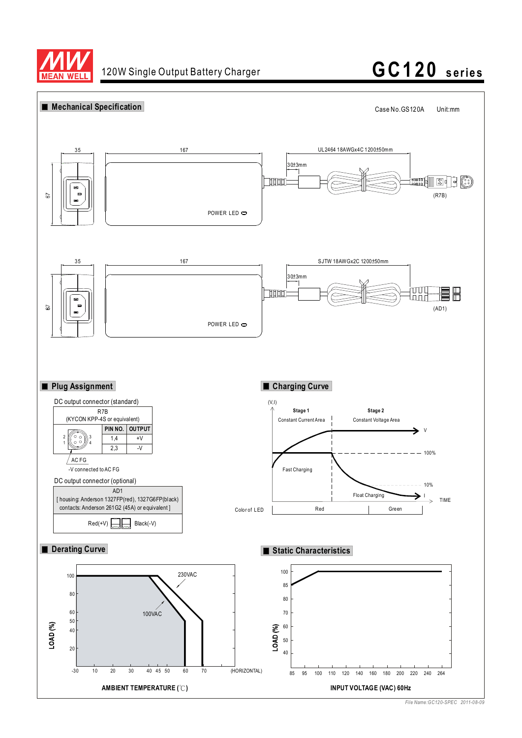## Mechanical Specification

Case No.GS120A Unit:mm

35
167
67
UL2464 18AWGx4C 1200±50mm
30±3mm
(R7B)
POWER LED

35
167
67
SJTW 18AWGx2C 1200±50mm
30±3mm
(AD1)
POWER LED

## Plug Assignment

DC output connector (standard)

| R7B (KYCON KPP-4S or equivalent) | | |
|---|---|---|
| | PIN NO. | OUTPUT |
| | 1,4 | +V |
| | 2,3 | -V |

AC FG

-V connected to AC FG

DC output connector (optional)

| AD1 [ housing: Anderson 1327FP(red), 1327G6FP(black) contacts: Anderson 261G2 (45A) or equivalent ] |
|---|
| Red(+V) Black(-V) |

## Charging Curve

(V,I)
Stage 1
Constant Current Area
Stage 2
Constant Voltage Area
V
100%
Fast Charging
10%
Float Charging
I
TIME
Color of LED
Red
Green

## Derating Curve

LOAD (%)
100
80
60
50
40
20
230VAC
100VAC
-30 10 20 30 40 45 50 60 70 (HORIZONTAL)
AMBIENT TEMPERATURE (℃)

## Static Characteristics

LOAD (%)
100
85
80
70
60
50
40
85 95 100 110 120 140 160 180 200 220 240 264
INPUT VOLTAGE (VAC) 60Hz

*File Name:GC120-SPEC 2011-08-09*